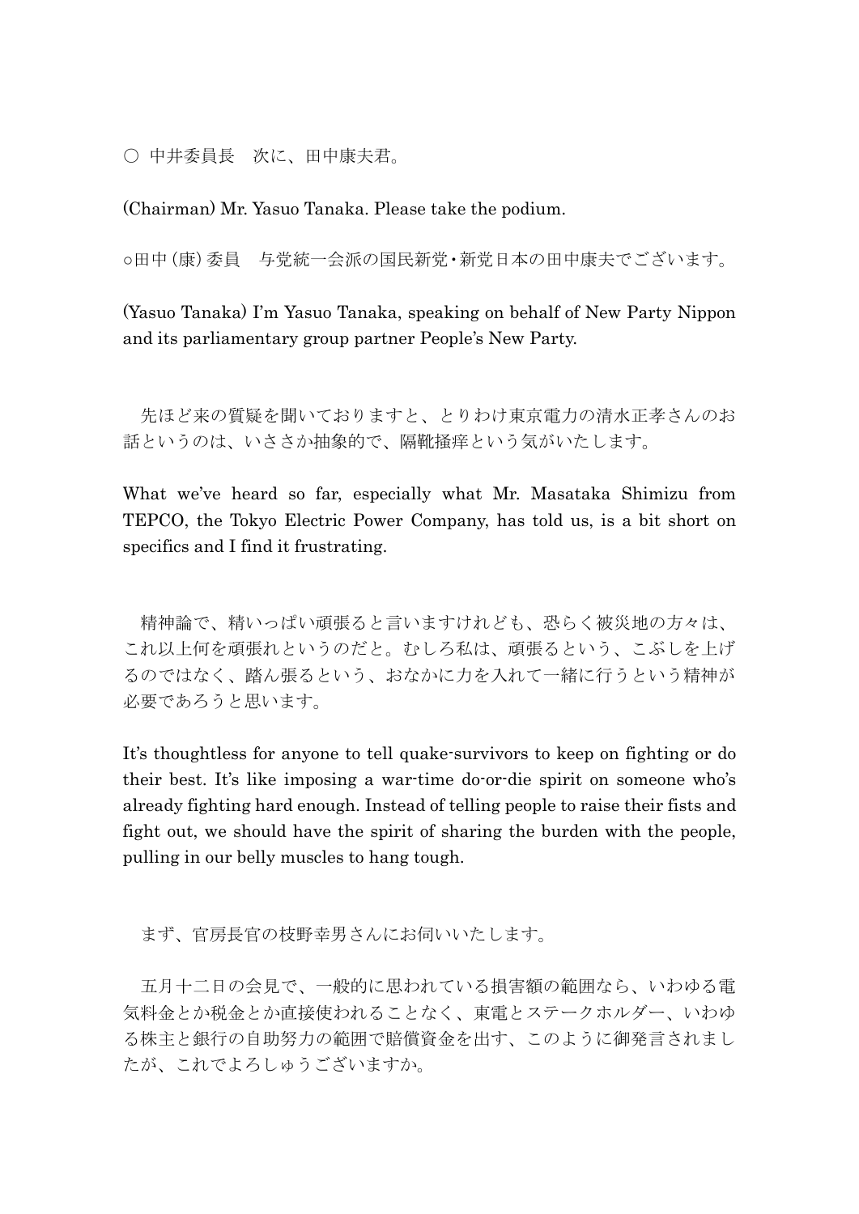○ 中井委員長　次に、田中康夫君。

(Chairman) Mr. Yasuo Tanaka. Please take the podium.

○田中（康）委員　与党統一会派の国民新党・新党日本の田中康夫でございます。

(Yasuo Tanaka) I'm Yasuo Tanaka, speaking on behalf of New Party Nippon and its parliamentary group partner People's New Party.

先ほど来の質疑を聞いておりますと、とりわけ東京電力の清水正孝さんのお話というのは、いささか抽象的で、隔靴掻痒という気がいたします。

What we've heard so far, especially what Mr. Masataka Shimizu from TEPCO, the Tokyo Electric Power Company, has told us, is a bit short on specifics and I find it frustrating.

精神論で、精いっぱい頑張ると言いますけれども、恐らく被災地の方々は、これ以上何を頑張れというのだと。むしろ私は、頑張るという、こぶしを上げるのではなく、踏ん張るという、おなかに力を入れて一緒に行うという精神が必要であろうと思います。

It's thoughtless for anyone to tell quake-survivors to keep on fighting or do their best. It's like imposing a war-time do-or-die spirit on someone who's already fighting hard enough. Instead of telling people to raise their fists and fight out, we should have the spirit of sharing the burden with the people, pulling in our belly muscles to hang tough.

まず、官房長官の枝野幸男さんにお伺いいたします。

五月十二日の会見で、一般的に思われている損害額の範囲なら、いわゆる電気料金とか税金とか直接使われることなく、東電とステークホルダー、いわゆる株主と銀行の自助努力の範囲で賠償資金を出す、このように御発言されましたが、これでよろしゅうございますか。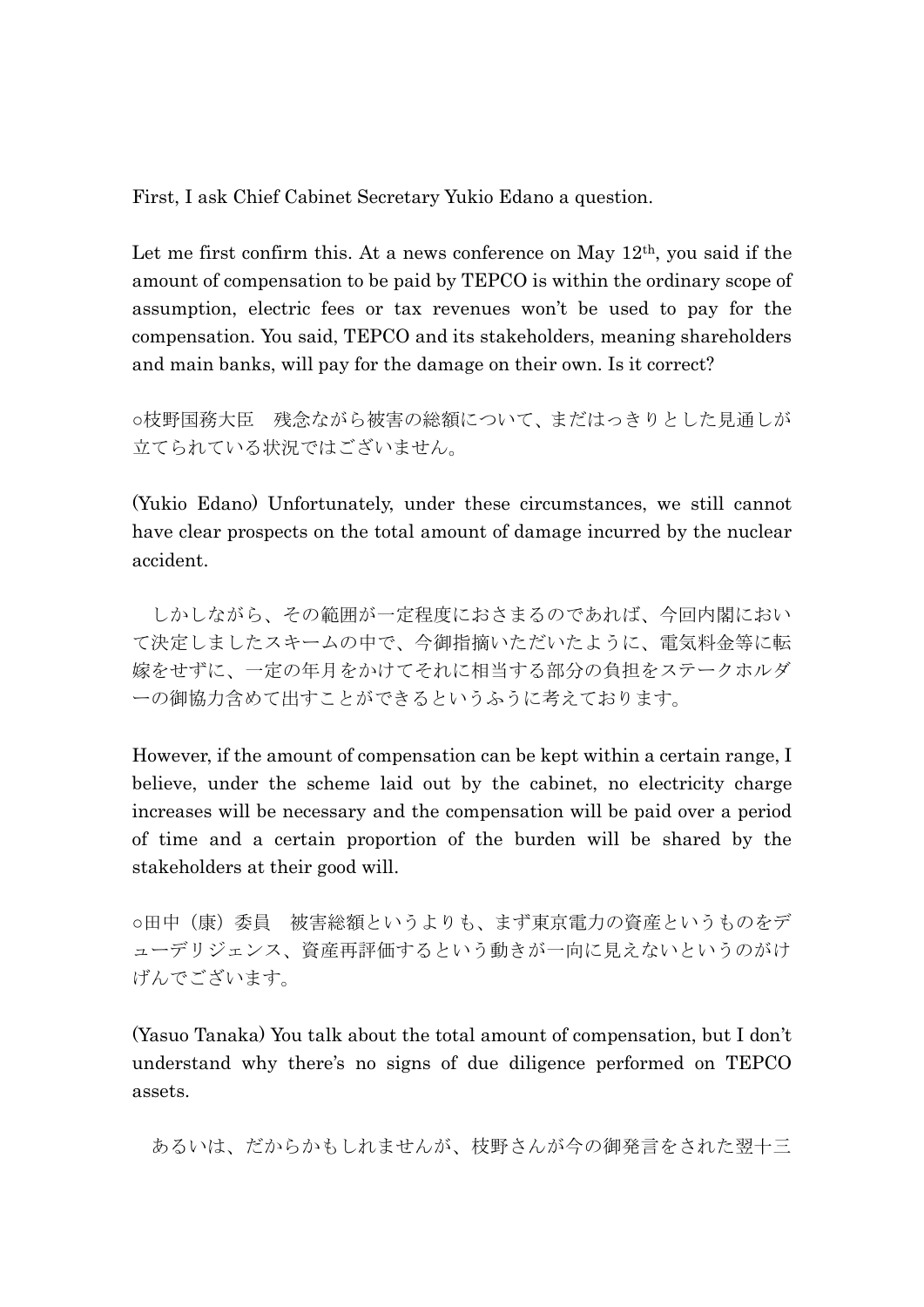First, I ask Chief Cabinet Secretary Yukio Edano a question.

Let me first confirm this. At a news conference on May 12th, you said if the amount of compensation to be paid by TEPCO is within the ordinary scope of assumption, electric fees or tax revenues won't be used to pay for the compensation. You said, TEPCO and its stakeholders, meaning shareholders and main banks, will pay for the damage on their own. Is it correct?

○枝野国務大臣　残念ながら被害の総額について、まだはっきりとした見通しが立てられている状況ではございません。

(Yukio Edano) Unfortunately, under these circumstances, we still cannot have clear prospects on the total amount of damage incurred by the nuclear accident.

　しかしながら、その範囲が一定程度におさまるのであれば、今回内閣において決定しましたスキームの中で、今御指摘いただいたように、電気料金等に転嫁をせずに、一定の年月をかけてそれに相当する部分の負担をステークホルダーの御協力含めて出すことができるというふうに考えております。

However, if the amount of compensation can be kept within a certain range, I believe, under the scheme laid out by the cabinet, no electricity charge increases will be necessary and the compensation will be paid over a period of time and a certain proportion of the burden will be shared by the stakeholders at their good will.

○田中（康）委員　被害総額というよりも、まず東京電力の資産というものをデューデリジェンス、資産再評価するという動きが一向に見えないというのがけげんでございます。

(Yasuo Tanaka) You talk about the total amount of compensation, but I don't understand why there's no signs of due diligence performed on TEPCO assets.

　あるいは、だからかもしれませんが、枝野さんが今の御発言をされた翌十三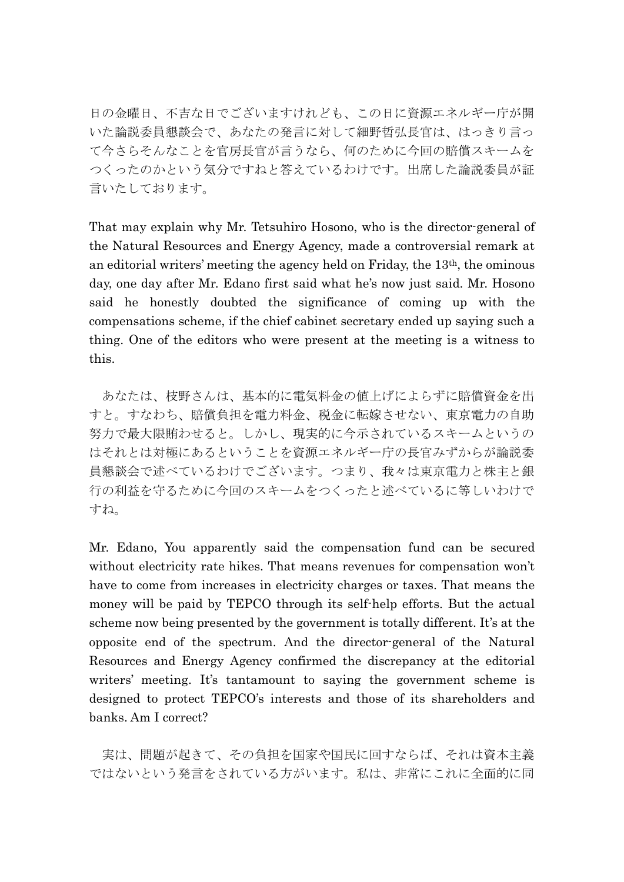日の金曜日、不吉な日でございますけれども、この日に資源エネルギー庁が開いた論説委員懇談会で、あなたの発言に対して細野哲弘長官は、はっきり言って今さらそんなことを官房長官が言うなら、何のために今回の賠償スキームをつくったのかという気分ですねと答えているわけです。出席した論説委員が証言いたしております。

That may explain why Mr. Tetsuhiro Hosono, who is the director-general of the Natural Resources and Energy Agency, made a controversial remark at an editorial writers' meeting the agency held on Friday, the 13th, the ominous day, one day after Mr. Edano first said what he's now just said. Mr. Hosono said he honestly doubted the significance of coming up with the compensations scheme, if the chief cabinet secretary ended up saying such a thing. One of the editors who were present at the meeting is a witness to this.

あなたは、枝野さんは、基本的に電気料金の値上げによらずに賠償資金を出すと。すなわち、賠償負担を電力料金、税金に転嫁させない、東京電力の自助努力で最大限賄わせると。しかし、現実的に今示されているスキームというのはそれとは対極にあるということを資源エネルギー庁の長官みずからが論説委員懇談会で述べているわけでございます。つまり、我々は東京電力と株主と銀行の利益を守るために今回のスキームをつくったと述べているに等しいわけですね。

Mr. Edano, You apparently said the compensation fund can be secured without electricity rate hikes. That means revenues for compensation won't have to come from increases in electricity charges or taxes. That means the money will be paid by TEPCO through its self-help efforts. But the actual scheme now being presented by the government is totally different. It's at the opposite end of the spectrum. And the director-general of the Natural Resources and Energy Agency confirmed the discrepancy at the editorial writers' meeting. It's tantamount to saying the government scheme is designed to protect TEPCO's interests and those of its shareholders and banks. Am I correct?

実は、問題が起きて、その負担を国家や国民に回すならば、それは資本主義ではないという発言をされている方がいます。私は、非常にこれに全面的に同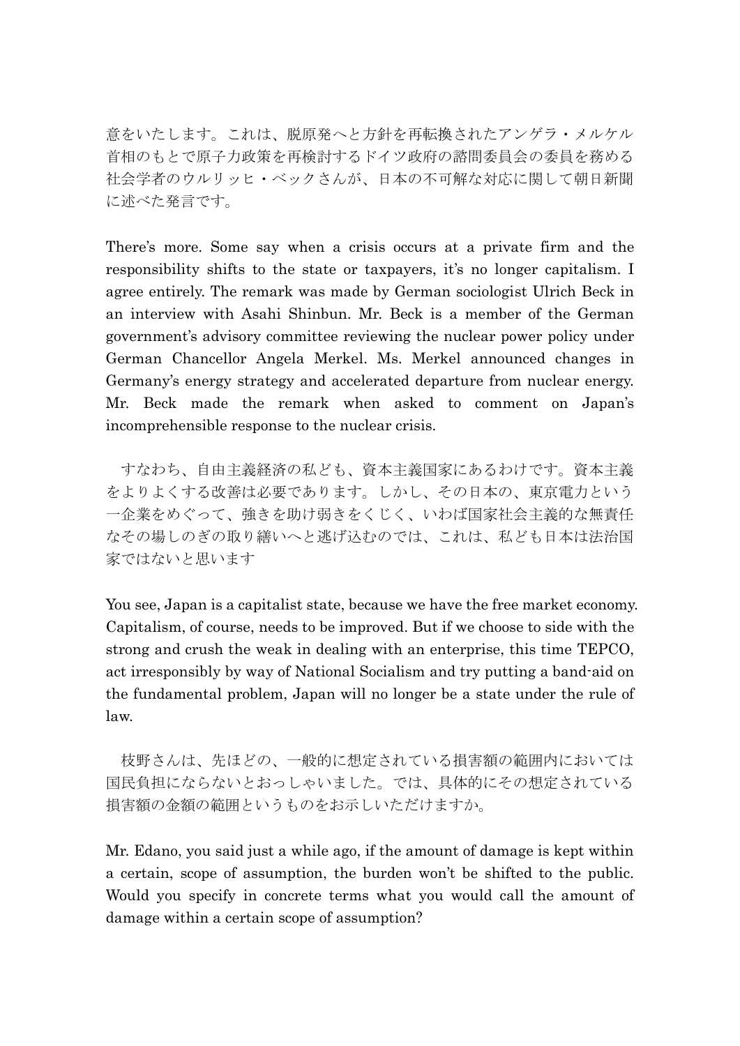意をいたします。これは、脱原発へと方針を再転換されたアンゲラ・メルケル首相のもとで原子力政策を再検討するドイツ政府の諮問委員会の委員を務める社会学者のウルリッヒ・ベックさんが、日本の不可解な対応に関して朝日新聞に述べた発言です。

There's more. Some say when a crisis occurs at a private firm and the responsibility shifts to the state or taxpayers, it's no longer capitalism. I agree entirely. The remark was made by German sociologist Ulrich Beck in an interview with Asahi Shinbun. Mr. Beck is a member of the German government's advisory committee reviewing the nuclear power policy under German Chancellor Angela Merkel. Ms. Merkel announced changes in Germany's energy strategy and accelerated departure from nuclear energy. Mr. Beck made the remark when asked to comment on Japan's incomprehensible response to the nuclear crisis.

　すなわち、自由主義経済の私ども、資本主義国家にあるわけです。資本主義をよりよくする改善は必要であります。しかし、その日本の、東京電力という一企業をめぐって、強きを助け弱きをくじく、いわば国家社会主義的な無責任なその場しのぎの取り繕いへと逃げ込むのでは、これは、私ども日本は法治国家ではないと思います

You see, Japan is a capitalist state, because we have the free market economy. Capitalism, of course, needs to be improved. But if we choose to side with the strong and crush the weak in dealing with an enterprise, this time TEPCO, act irresponsibly by way of National Socialism and try putting a band-aid on the fundamental problem, Japan will no longer be a state under the rule of law.

　枝野さんは、先ほどの、一般的に想定されている損害額の範囲内においては国民負担にならないとおっしゃいました。では、具体的にその想定されている損害額の金額の範囲というものをお示しいただけますか。

Mr. Edano, you said just a while ago, if the amount of damage is kept within a certain, scope of assumption, the burden won't be shifted to the public. Would you specify in concrete terms what you would call the amount of damage within a certain scope of assumption?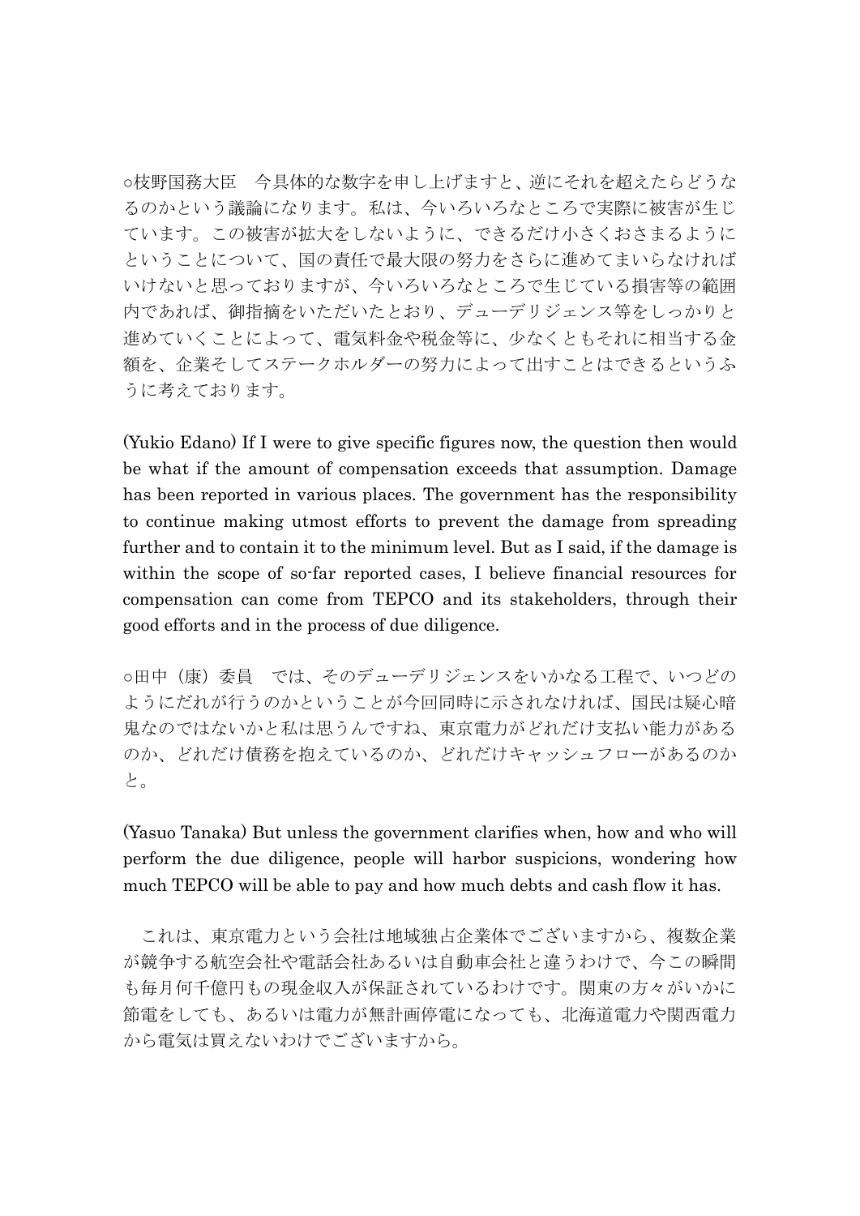○枝野国務大臣　今具体的な数字を申し上げますと、逆にそれを超えたらどうなるのかという議論になります。私は、今いろいろなところで実際に被害が生じています。この被害が拡大をしないように、できるだけ小さくおさまるようにということについて、国の責任で最大限の努力をさらに進めてまいらなければいけないと思っておりますが、今いろいろなところで生じている損害等の範囲内であれば、御指摘をいただいたとおり、デューデリジェンス等をしっかりと進めていくことによって、電気料金や税金等に、少なくともそれに相当する金額を、企業そしてステークホルダーの努力によって出すことはできるというふうに考えております。

(Yukio Edano) If I were to give specific figures now, the question then would be what if the amount of compensation exceeds that assumption. Damage has been reported in various places. The government has the responsibility to continue making utmost efforts to prevent the damage from spreading further and to contain it to the minimum level. But as I said, if the damage is within the scope of so-far reported cases, I believe financial resources for compensation can come from TEPCO and its stakeholders, through their good efforts and in the process of due diligence.

○田中（康）委員　では、そのデューデリジェンスをいかなる工程で、いつどのようにだれが行うのかということが今回同時に示されなければ、国民は疑心暗鬼なのではないかと私は思うんですね、東京電力がどれだけ支払い能力があるのか、どれだけ債務を抱えているのか、どれだけキャッシュフローがあるのかと。

(Yasuo Tanaka) But unless the government clarifies when, how and who will perform the due diligence, people will harbor suspicions, wondering how much TEPCO will be able to pay and how much debts and cash flow it has.

これは、東京電力という会社は地域独占企業体でございますから、複数企業が競争する航空会社や電話会社あるいは自動車会社と違うわけで、今この瞬間も毎月何千億円もの現金収入が保証されているわけです。関東の方々がいかに節電をしても、あるいは電力が無計画停電になっても、北海道電力や関西電力から電気は買えないわけでございますから。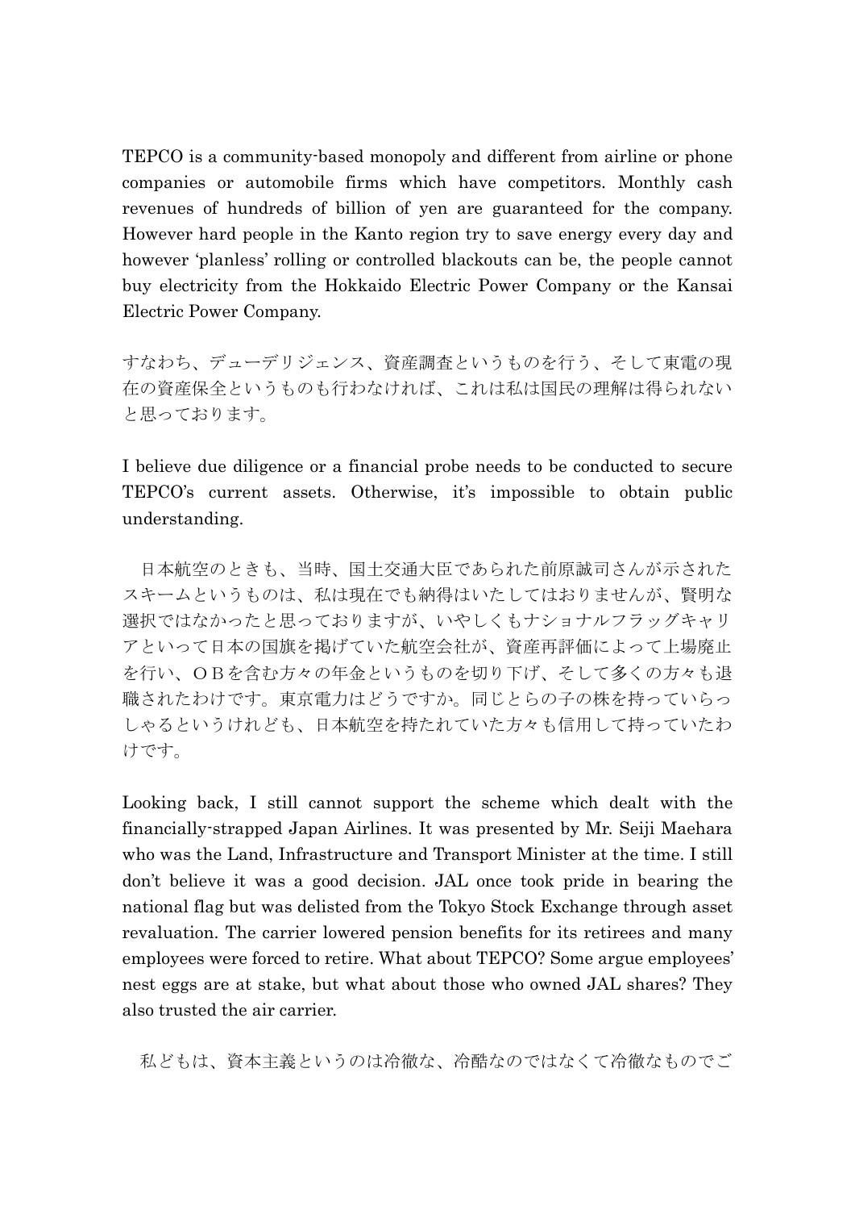TEPCO is a community-based monopoly and different from airline or phone companies or automobile firms which have competitors. Monthly cash revenues of hundreds of billion of yen are guaranteed for the company. However hard people in the Kanto region try to save energy every day and however 'planless' rolling or controlled blackouts can be, the people cannot buy electricity from the Hokkaido Electric Power Company or the Kansai Electric Power Company.

すなわち、デューデリジェンス、資産調査というものを行う、そして東電の現在の資産保全というものも行わなければ、これは私は国民の理解は得られないと思っております。

I believe due diligence or a financial probe needs to be conducted to secure TEPCO's current assets. Otherwise, it's impossible to obtain public understanding.

日本航空のときも、当時、国土交通大臣であられた前原誠司さんが示されたスキームというものは、私は現在でも納得はいたしてはおりませんが、賢明な選択ではなかったと思っておりますが、いやしくもナショナルフラッグキャリアといって日本の国旗を掲げていた航空会社が、資産再評価によって上場廃止を行い、ＯＢを含む方々の年金というものを切り下げ、そして多くの方々も退職されたわけです。東京電力はどうですか。同じとらの子の株を持っていらっしゃるというけれども、日本航空を持たれていた方々も信用して持っていたわけです。

Looking back, I still cannot support the scheme which dealt with the financially-strapped Japan Airlines. It was presented by Mr. Seiji Maehara who was the Land, Infrastructure and Transport Minister at the time. I still don't believe it was a good decision. JAL once took pride in bearing the national flag but was delisted from the Tokyo Stock Exchange through asset revaluation. The carrier lowered pension benefits for its retirees and many employees were forced to retire. What about TEPCO? Some argue employees' nest eggs are at stake, but what about those who owned JAL shares? They also trusted the air carrier.

私どもは、資本主義というのは冷徹な、冷酷なのではなくて冷徹なものでご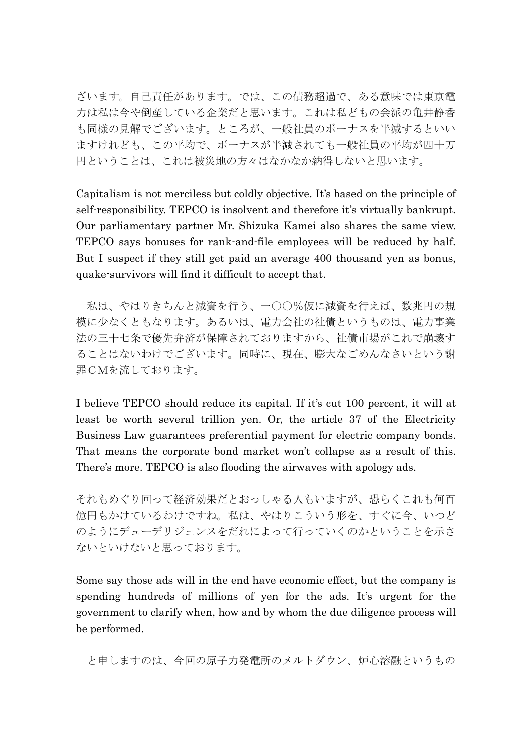ざいます。自己責任があります。では、この債務超過で、ある意味では東京電力は私は今や倒産している企業だと思います。これは私どもの会派の亀井静香も同様の見解でございます。ところが、一般社員のボーナスを半減するといいますけれども、この平均で、ボーナスが半減されても一般社員の平均が四十万円ということは、これは被災地の方々はなかなか納得しないと思います。

Capitalism is not merciless but coldly objective. It's based on the principle of self-responsibility. TEPCO is insolvent and therefore it's virtually bankrupt. Our parliamentary partner Mr. Shizuka Kamei also shares the same view. TEPCO says bonuses for rank-and-file employees will be reduced by half. But I suspect if they still get paid an average 400 thousand yen as bonus, quake-survivors will find it difficult to accept that.

　私は、やはりきちんと減資を行う、一〇〇％仮に減資を行えば、数兆円の規模に少なくともなります。あるいは、電力会社の社債というものは、電力事業法の三十七条で優先弁済が保障されておりますから、社債市場がこれで崩壊することはないわけでございます。同時に、現在、膨大なごめんなさいという謝罪ＣＭを流しております。

I believe TEPCO should reduce its capital. If it's cut 100 percent, it will at least be worth several trillion yen. Or, the article 37 of the Electricity Business Law guarantees preferential payment for electric company bonds. That means the corporate bond market won't collapse as a result of this. There's more. TEPCO is also flooding the airwaves with apology ads.

それもめぐり回って経済効果だとおっしゃる人もいますが、恐らくこれも何百億円もかけているわけですね。私は、やはりこういう形を、すぐに今、いつどのようにデューデリジェンスをだれによって行っていくのかということを示さないといけないと思っております。

Some say those ads will in the end have economic effect, but the company is spending hundreds of millions of yen for the ads. It's urgent for the government to clarify when, how and by whom the due diligence process will be performed.

　と申しますのは、今回の原子力発電所のメルトダウン、炉心溶融というもの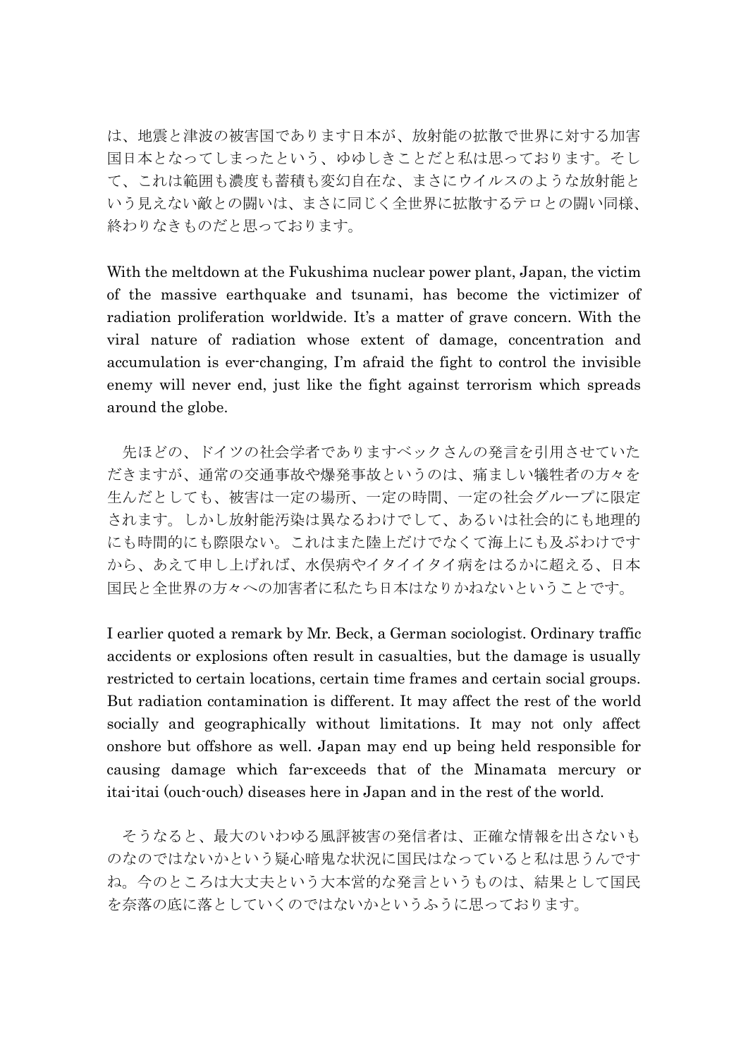は、地震と津波の被害国であります日本が、放射能の拡散で世界に対する加害国日本となってしまったという、ゆゆしきことだと私は思っております。そして、これは範囲も濃度も蓄積も変幻自在な、まさにウイルスのような放射能という見えない敵との闘いは、まさに同じく全世界に拡散するテロとの闘い同様、終わりなきものだと思っております。

With the meltdown at the Fukushima nuclear power plant, Japan, the victim of the massive earthquake and tsunami, has become the victimizer of radiation proliferation worldwide. It's a matter of grave concern. With the viral nature of radiation whose extent of damage, concentration and accumulation is ever-changing, I'm afraid the fight to control the invisible enemy will never end, just like the fight against terrorism which spreads around the globe.

先ほどの、ドイツの社会学者でありますベックさんの発言を引用させていただきますが、通常の交通事故や爆発事故というのは、痛ましい犠牲者の方々を生んだとしても、被害は一定の場所、一定の時間、一定の社会グループに限定されます。しかし放射能汚染は異なるわけでして、あるいは社会的にも地理的にも時間的にも際限ない。これはまた陸上だけでなくて海上にも及ぶわけですから、あえて申し上げれば、水俣病やイタイイタイ病をはるかに超える、日本国民と全世界の方々への加害者に私たち日本はなりかねないということです。

I earlier quoted a remark by Mr. Beck, a German sociologist. Ordinary traffic accidents or explosions often result in casualties, but the damage is usually restricted to certain locations, certain time frames and certain social groups. But radiation contamination is different. It may affect the rest of the world socially and geographically without limitations. It may not only affect onshore but offshore as well. Japan may end up being held responsible for causing damage which far-exceeds that of the Minamata mercury or itai-itai (ouch-ouch) diseases here in Japan and in the rest of the world.

そうなると、最大のいわゆる風評被害の発信者は、正確な情報を出さないものなのではないかという疑心暗鬼な状況に国民はなっていると私は思うんですね。今のところは大丈夫という大本営的な発言というものは、結果として国民を奈落の底に落としていくのではないかというふうに思っております。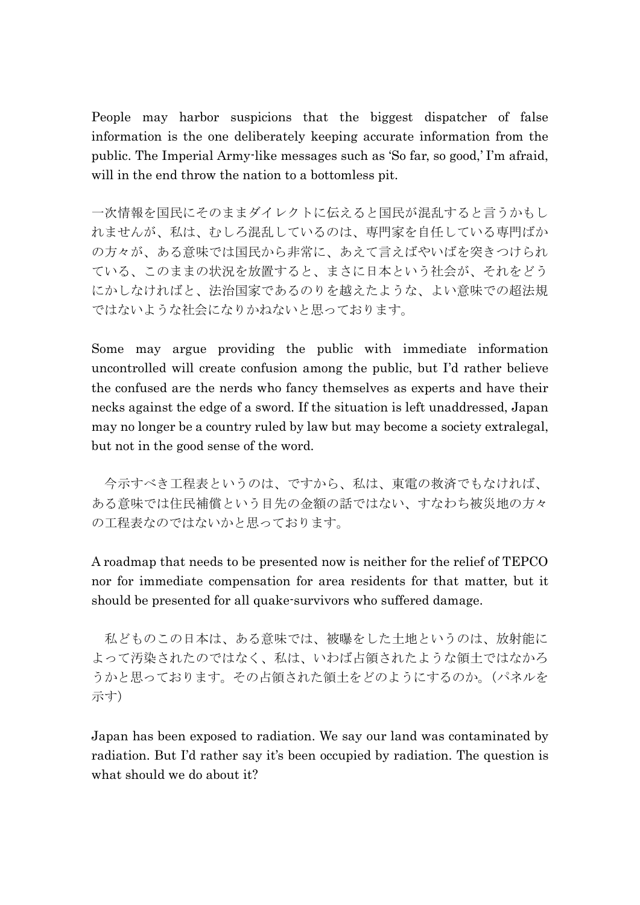People may harbor suspicions that the biggest dispatcher of false information is the one deliberately keeping accurate information from the public. The Imperial Army-like messages such as 'So far, so good,' I'm afraid, will in the end throw the nation to a bottomless pit.

一次情報を国民にそのままダイレクトに伝えると国民が混乱すると言うかもしれませんが、私は、むしろ混乱しているのは、専門家を自任している専門ばかの方々が、ある意味では国民から非常に、あえて言えばやいばを突きつけられている、このままの状況を放置すると、まさに日本という社会が、それをどうにかしなければと、法治国家であるのりを越えたような、よい意味での超法規ではないような社会になりかねないと思っております。

Some may argue providing the public with immediate information uncontrolled will create confusion among the public, but I'd rather believe the confused are the nerds who fancy themselves as experts and have their necks against the edge of a sword. If the situation is left unaddressed, Japan may no longer be a country ruled by law but may become a society extralegal, but not in the good sense of the word.

今示すべき工程表というのは、ですから、私は、東電の救済でもなければ、ある意味では住民補償という目先の金額の話ではない、すなわち被災地の方々の工程表なのではないかと思っております。

A roadmap that needs to be presented now is neither for the relief of TEPCO nor for immediate compensation for area residents for that matter, but it should be presented for all quake-survivors who suffered damage.

私どものこの日本は、ある意味では、被曝をした土地というのは、放射能によって汚染されたのではなく、私は、いわば占領されたような領土ではなかろうかと思っております。その占領された領土をどのようにするのか。(パネルを示す)

Japan has been exposed to radiation. We say our land was contaminated by radiation. But I'd rather say it's been occupied by radiation. The question is what should we do about it?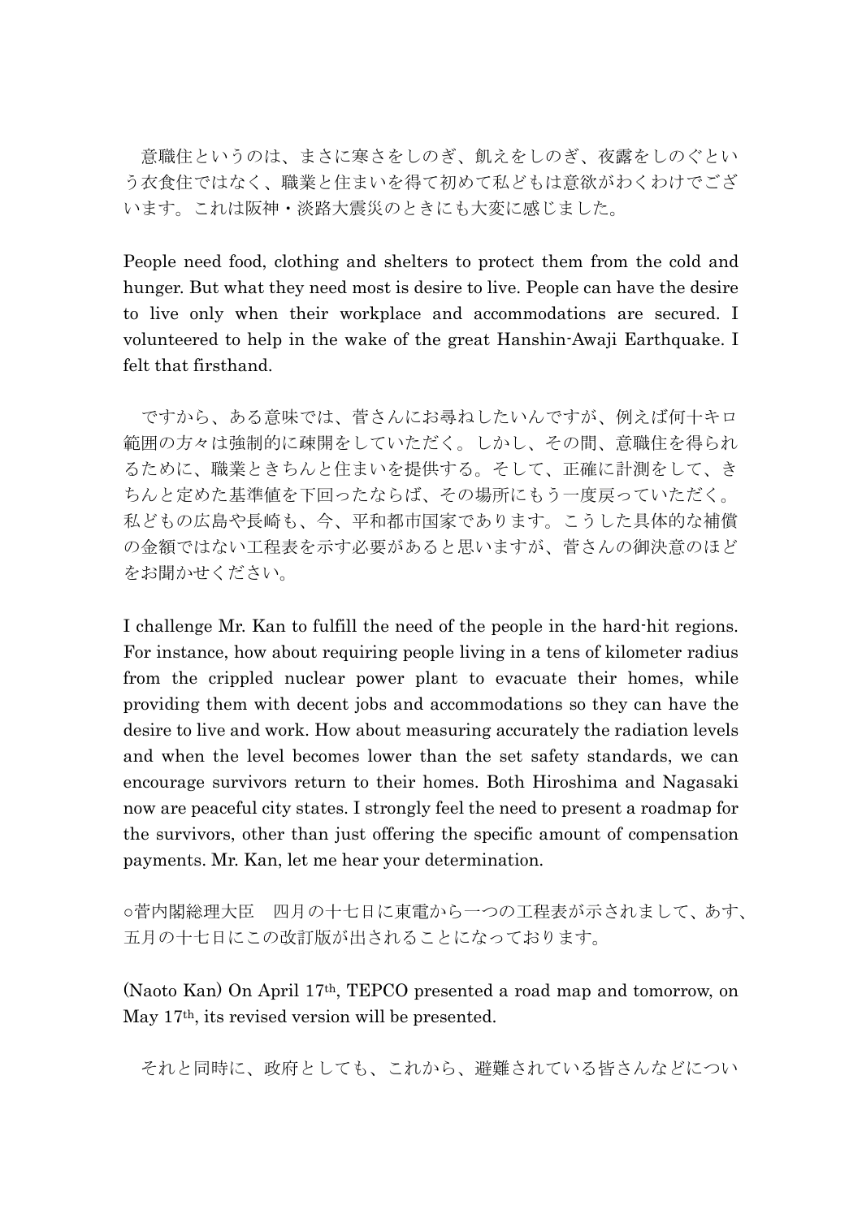意職住というのは、まさに寒さをしのぎ、飢えをしのぎ、夜露をしのぐという衣食住ではなく、職業と住まいを得て初めて私どもは意欲がわくわけでございます。これは阪神・淡路大震災のときにも大変に感じました。

People need food, clothing and shelters to protect them from the cold and hunger. But what they need most is desire to live. People can have the desire to live only when their workplace and accommodations are secured. I volunteered to help in the wake of the great Hanshin-Awaji Earthquake. I felt that firsthand.

ですから、ある意味では、菅さんにお尋ねしたいんですが、例えば何十キロ範囲の方々は強制的に疎開をしていただく。しかし、その間、意職住を得られるために、職業ときちんと住まいを提供する。そして、正確に計測をして、きちんと定めた基準値を下回ったならば、その場所にもう一度戻っていただく。私どもの広島や長崎も、今、平和都市国家であります。こうした具体的な補償の金額ではない工程表を示す必要があると思いますが、菅さんの御決意のほどをお聞かせください。

I challenge Mr. Kan to fulfill the need of the people in the hard-hit regions. For instance, how about requiring people living in a tens of kilometer radius from the crippled nuclear power plant to evacuate their homes, while providing them with decent jobs and accommodations so they can have the desire to live and work. How about measuring accurately the radiation levels and when the level becomes lower than the set safety standards, we can encourage survivors return to their homes. Both Hiroshima and Nagasaki now are peaceful city states. I strongly feel the need to present a roadmap for the survivors, other than just offering the specific amount of compensation payments. Mr. Kan, let me hear your determination.

○菅内閣総理大臣　四月の十七日に東電から一つの工程表が示されまして、あす、五月の十七日にこの改訂版が出されることになっております。

(Naoto Kan) On April 17th, TEPCO presented a road map and tomorrow, on May 17th, its revised version will be presented.

それと同時に、政府としても、これから、避難されている皆さんなどについ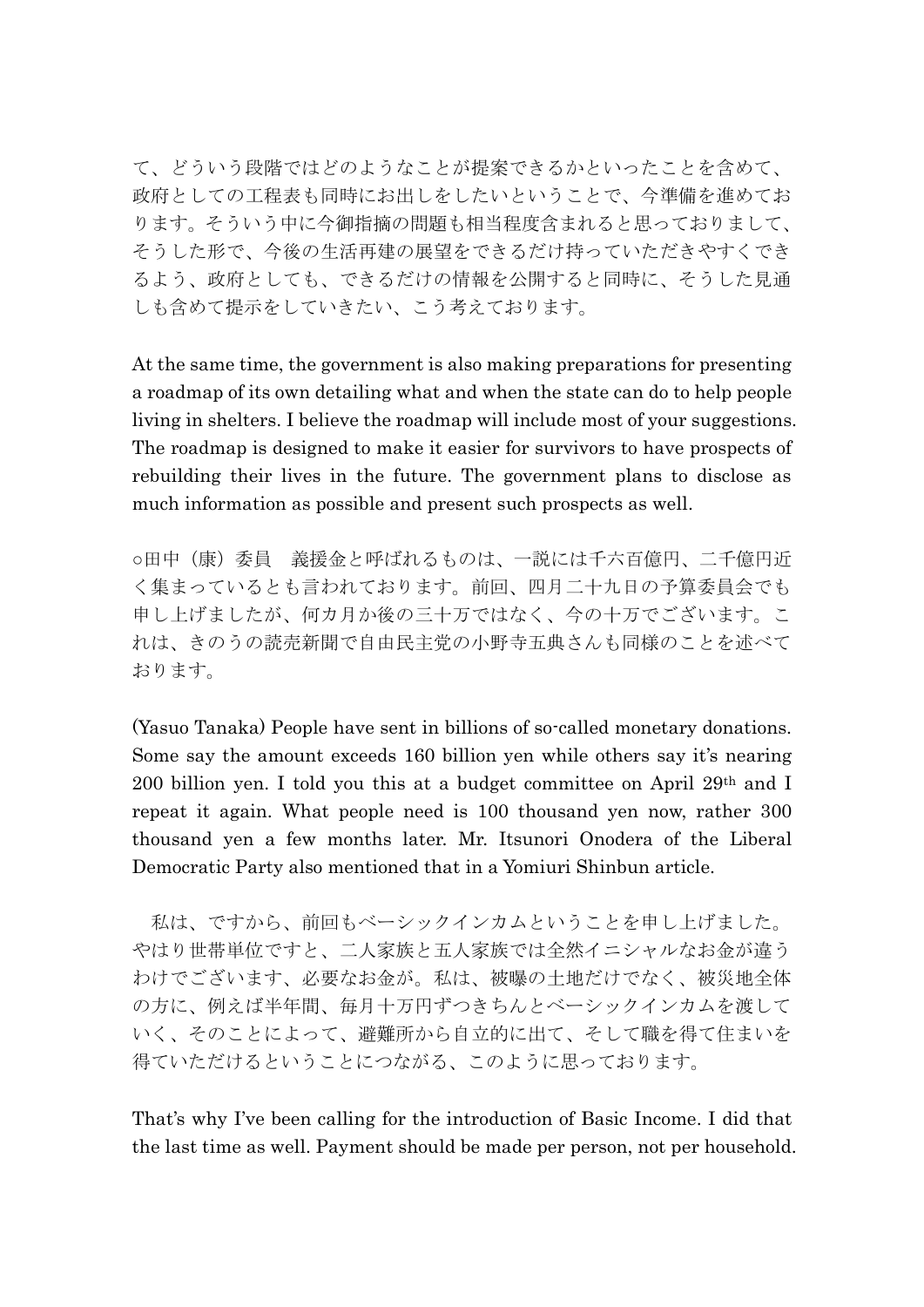て、どういう段階ではどのようなことが提案できるかといったことを含めて、政府としての工程表も同時にお出しをしたいということで、今準備を進めております。そういう中に今御指摘の問題も相当程度含まれると思っておりまして、そうした形で、今後の生活再建の展望をできるだけ持っていただきやすくできるよう、政府としても、できるだけの情報を公開すると同時に、そうした見通しも含めて提示をしていきたい、こう考えております。

At the same time, the government is also making preparations for presenting a roadmap of its own detailing what and when the state can do to help people living in shelters. I believe the roadmap will include most of your suggestions. The roadmap is designed to make it easier for survivors to have prospects of rebuilding their lives in the future. The government plans to disclose as much information as possible and present such prospects as well.

○田中（康）委員　義援金と呼ばれるものは、一説には千六百億円、二千億円近く集まっているとも言われております。前回、四月二十九日の予算委員会でも申し上げましたが、何カ月か後の三十万ではなく、今の十万でございます。これは、きのうの読売新聞で自由民主党の小野寺五典さんも同様のことを述べております。

(Yasuo Tanaka) People have sent in billions of so-called monetary donations. Some say the amount exceeds 160 billion yen while others say it's nearing 200 billion yen. I told you this at a budget committee on April 29th and I repeat it again. What people need is 100 thousand yen now, rather 300 thousand yen a few months later. Mr. Itsunori Onodera of the Liberal Democratic Party also mentioned that in a Yomiuri Shinbun article.

　私は、ですから、前回もベーシックインカムということを申し上げました。やはり世帯単位ですと、二人家族と五人家族では全然イニシャルなお金が違うわけでございます、必要なお金が。私は、被曝の土地だけでなく、被災地全体の方に、例えば半年間、毎月十万円ずつきちんとベーシックインカムを渡していく、そのことによって、避難所から自立的に出て、そして職を得て住まいを得ていただけるということにつながる、このように思っております。

That's why I've been calling for the introduction of Basic Income. I did that the last time as well. Payment should be made per person, not per household.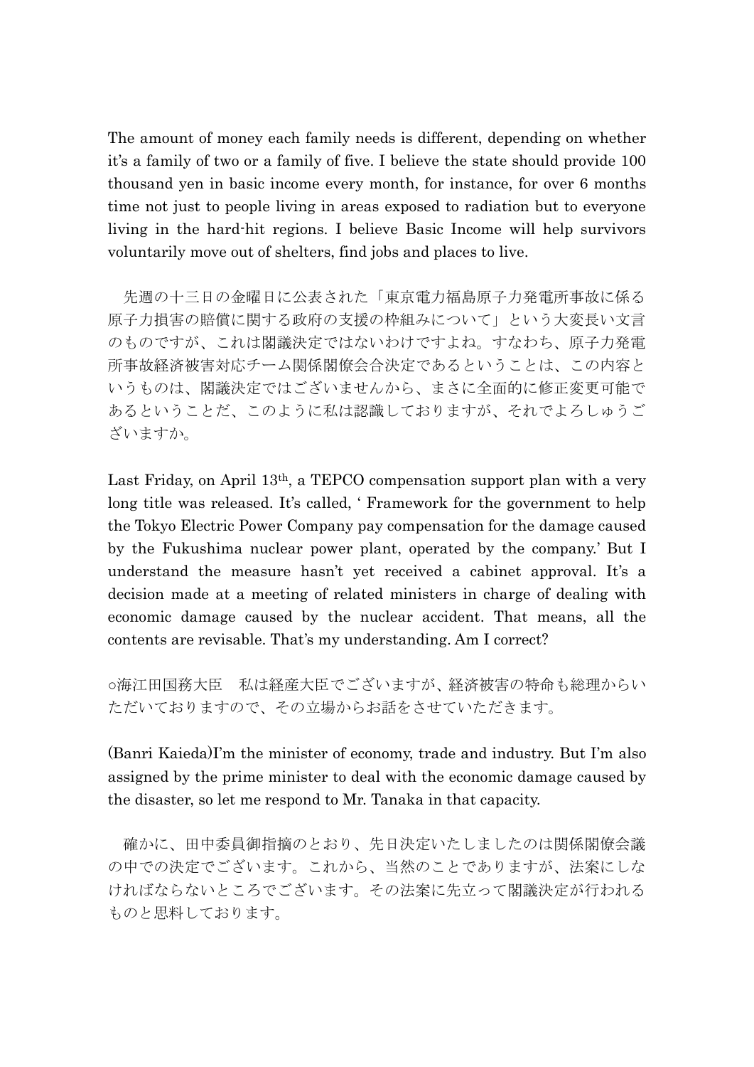The amount of money each family needs is different, depending on whether it's a family of two or a family of five. I believe the state should provide 100 thousand yen in basic income every month, for instance, for over 6 months time not just to people living in areas exposed to radiation but to everyone living in the hard-hit regions. I believe Basic Income will help survivors voluntarily move out of shelters, find jobs and places to live.

　先週の十三日の金曜日に公表された「東京電力福島原子力発電所事故に係る原子力損害の賠償に関する政府の支援の枠組みについて」という大変長い文言のものですが、これは閣議決定ではないわけですよね。すなわち、原子力発電所事故経済被害対応チーム関係閣僚会合決定であるということは、この内容というものは、閣議決定ではございませんから、まさに全面的に修正変更可能であるということだ、このように私は認識しておりますが、それでよろしゅうございますか。

Last Friday, on April 13th, a TEPCO compensation support plan with a very long title was released. It's called, ' Framework for the government to help the Tokyo Electric Power Company pay compensation for the damage caused by the Fukushima nuclear power plant, operated by the company.' But I understand the measure hasn't yet received a cabinet approval. It's a decision made at a meeting of related ministers in charge of dealing with economic damage caused by the nuclear accident. That means, all the contents are revisable. That's my understanding. Am I correct?

○海江田国務大臣　私は経産大臣でございますが、経済被害の特命も総理からいただいておりますので、その立場からお話をさせていただきます。

(Banri Kaieda)I'm the minister of economy, trade and industry. But I'm also assigned by the prime minister to deal with the economic damage caused by the disaster, so let me respond to Mr. Tanaka in that capacity.

　確かに、田中委員御指摘のとおり、先日決定いたしましたのは関係閣僚会議の中での決定でございます。これから、当然のことでありますが、法案にしなければならないところでございます。その法案に先立って閣議決定が行われるものと思料しております。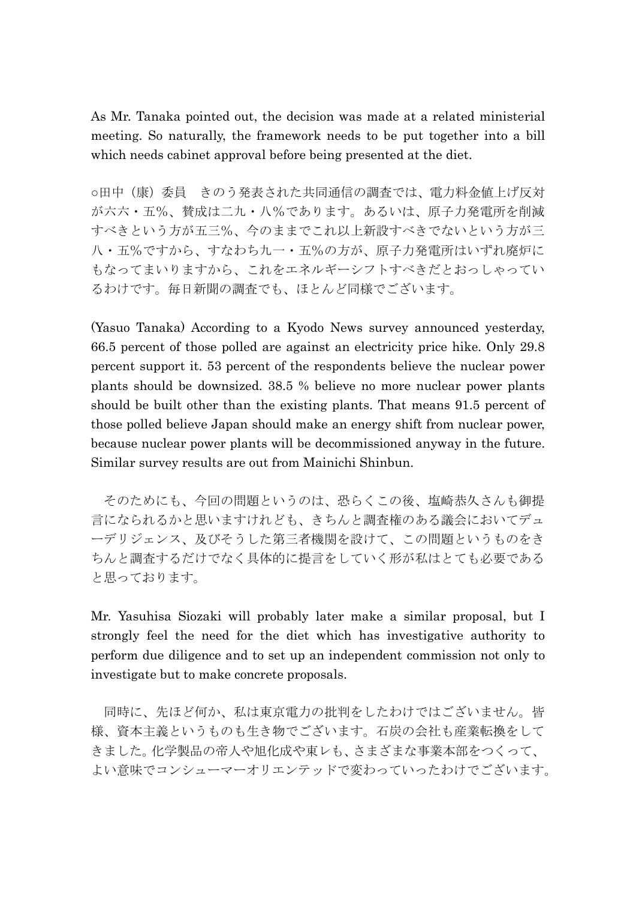As Mr. Tanaka pointed out, the decision was made at a related ministerial meeting. So naturally, the framework needs to be put together into a bill which needs cabinet approval before being presented at the diet.

○田中（康）委員　きのう発表された共同通信の調査では、電力料金値上げ反対が六六・五％、賛成は二九・八％であります。あるいは、原子力発電所を削減すべきという方が五三％、今のままでこれ以上新設すべきでないという方が三八・五％ですから、すなわち九一・五％の方が、原子力発電所はいずれ廃炉にもなってまいりますから、これをエネルギーシフトすべきだとおっしゃっているわけです。毎日新聞の調査でも、ほとんど同様でございます。

(Yasuo Tanaka) According to a Kyodo News survey announced yesterday, 66.5 percent of those polled are against an electricity price hike. Only 29.8 percent support it. 53 percent of the respondents believe the nuclear power plants should be downsized. 38.5 % believe no more nuclear power plants should be built other than the existing plants. That means 91.5 percent of those polled believe Japan should make an energy shift from nuclear power, because nuclear power plants will be decommissioned anyway in the future. Similar survey results are out from Mainichi Shinbun.

　そのためにも、今回の問題というのは、恐らくこの後、塩崎恭久さんも御提言になられるかと思いますけれども、きちんと調査権のある議会においてデューデリジェンス、及びそうした第三者機関を設けて、この問題というものをきちんと調査するだけでなく具体的に提言をしていく形が私はとても必要であると思っております。

Mr. Yasuhisa Siozaki will probably later make a similar proposal, but I strongly feel the need for the diet which has investigative authority to perform due diligence and to set up an independent commission not only to investigate but to make concrete proposals.

　同時に、先ほど何か、私は東京電力の批判をしたわけではございません。皆様、資本主義というものも生き物でございます。石炭の会社も産業転換をしてきました。化学製品の帝人や旭化成や東レも、さまざまな事業本部をつくって、よい意味でコンシューマーオリエンテッドで変わっていったわけでございます。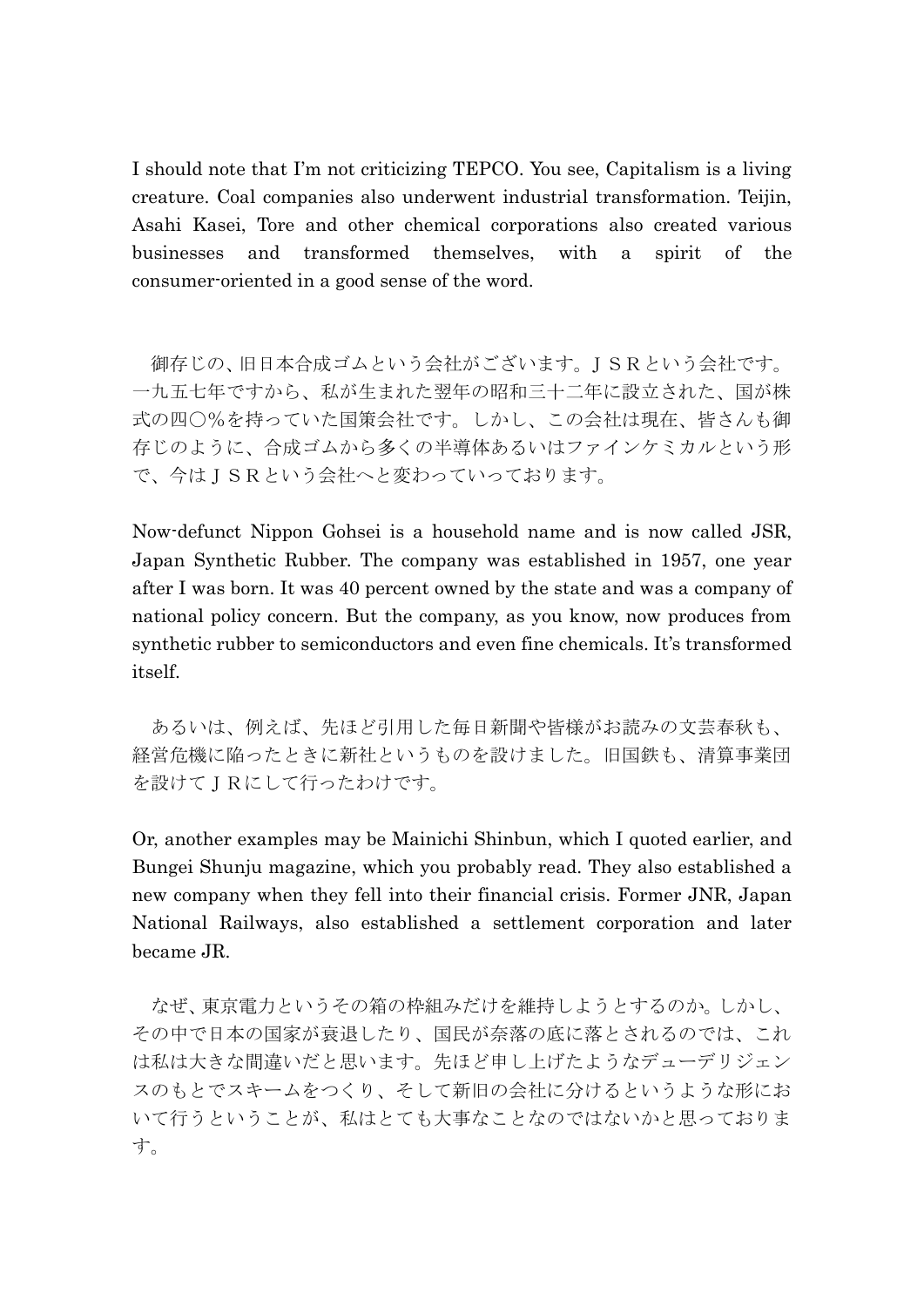I should note that I'm not criticizing TEPCO. You see, Capitalism is a living creature. Coal companies also underwent industrial transformation. Teijin, Asahi Kasei, Tore and other chemical corporations also created various businesses and transformed themselves, with a spirit of the consumer-oriented in a good sense of the word.

御存じの、旧日本合成ゴムという会社がございます。ＪＳＲという会社です。一九五七年ですから、私が生まれた翌年の昭和三十二年に設立された、国が株式の四〇％を持っていた国策会社です。しかし、この会社は現在、皆さんも御存じのように、合成ゴムから多くの半導体あるいはファインケミカルという形で、今はＪＳＲという会社へと変わっていっております。

Now-defunct Nippon Gohsei is a household name and is now called JSR, Japan Synthetic Rubber. The company was established in 1957, one year after I was born. It was 40 percent owned by the state and was a company of national policy concern. But the company, as you know, now produces from synthetic rubber to semiconductors and even fine chemicals. It's transformed itself.

あるいは、例えば、先ほど引用した毎日新聞や皆様がお読みの文芸春秋も、経営危機に陥ったときに新社というものを設けました。旧国鉄も、清算事業団を設けてＪＲにして行ったわけです。

Or, another examples may be Mainichi Shinbun, which I quoted earlier, and Bungei Shunju magazine, which you probably read. They also established a new company when they fell into their financial crisis. Former JNR, Japan National Railways, also established a settlement corporation and later became JR.

なぜ、東京電力というその箱の枠組みだけを維持しようとするのか。しかし、その中で日本の国家が衰退したり、国民が奈落の底に落とされるのでは、これは私は大きな間違いだと思います。先ほど申し上げたようなデューデリジェンスのもとでスキームをつくり、そして新旧の会社に分けるというような形において行うということが、私はとても大事なことなのではないかと思っております。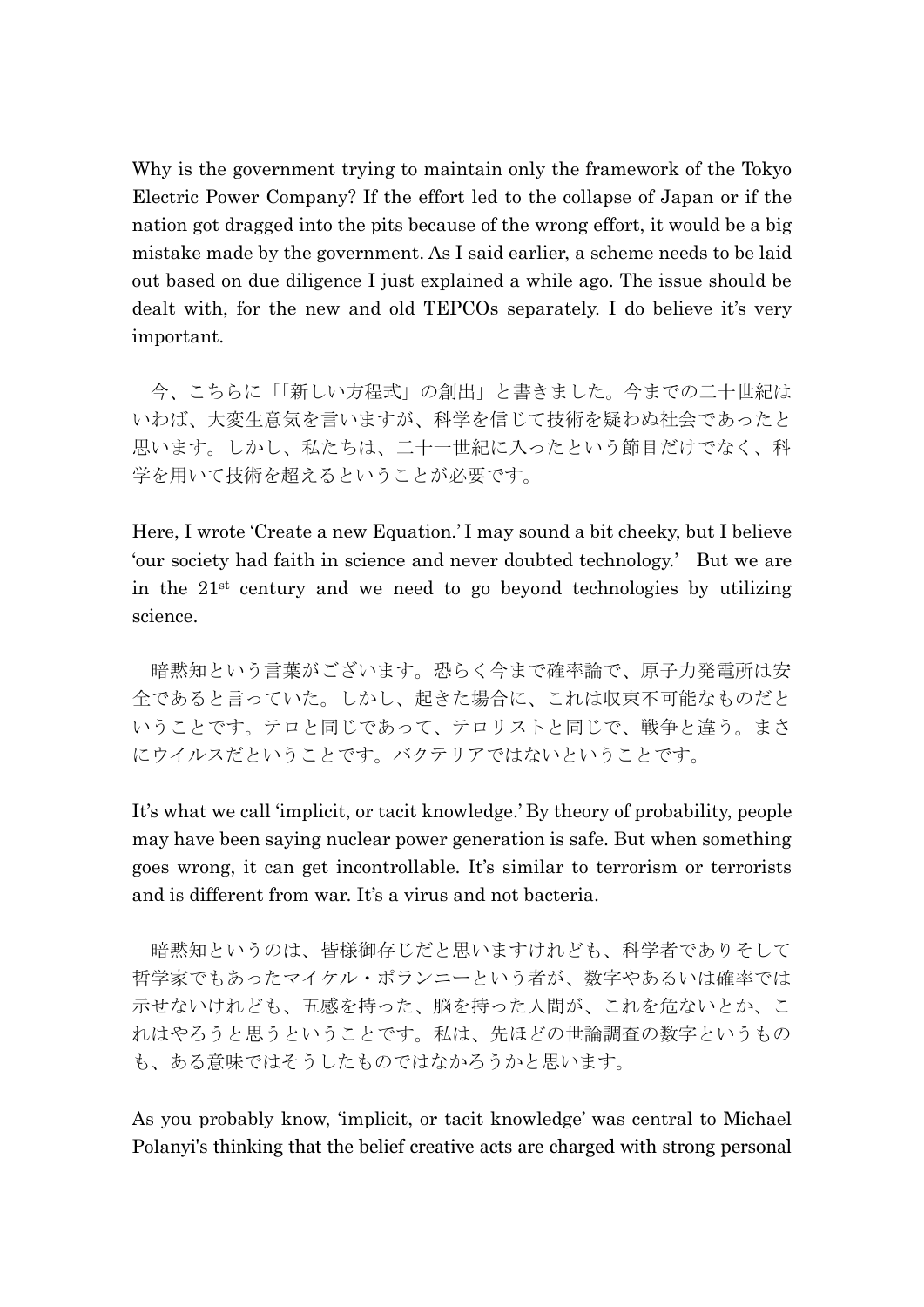Why is the government trying to maintain only the framework of the Tokyo Electric Power Company? If the effort led to the collapse of Japan or if the nation got dragged into the pits because of the wrong effort, it would be a big mistake made by the government. As I said earlier, a scheme needs to be laid out based on due diligence I just explained a while ago. The issue should be dealt with, for the new and old TEPCOs separately. I do believe it's very important.

今、こちらに「「新しい方程式」の創出」と書きました。今までの二十世紀はいわば、大変生意気を言いますが、科学を信じて技術を疑わぬ社会であったと思います。しかし、私たちは、二十一世紀に入ったという節目だけでなく、科学を用いて技術を超えるということが必要です。

Here, I wrote 'Create a new Equation.' I may sound a bit cheeky, but I believe 'our society had faith in science and never doubted technology.' But we are in the 21st century and we need to go beyond technologies by utilizing science.

暗黙知という言葉がございます。恐らく今まで確率論で、原子力発電所は安全であると言っていた。しかし、起きた場合に、これは収束不可能なものだということです。テロと同じであって、テロリストと同じで、戦争と違う。まさにウイルスだということです。バクテリアではないということです。

It's what we call 'implicit, or tacit knowledge.' By theory of probability, people may have been saying nuclear power generation is safe. But when something goes wrong, it can get incontrollable. It's similar to terrorism or terrorists and is different from war. It's a virus and not bacteria.

暗黙知というのは、皆様御存じだと思いますけれども、科学者でありそして哲学家でもあったマイケル・ポランニーという者が、数字やあるいは確率では示せないけれども、五感を持った、脳を持った人間が、これを危ないとか、これはやろうと思うということです。私は、先ほどの世論調査の数字というものも、ある意味ではそうしたものではなかろうかと思います。

As you probably know, 'implicit, or tacit knowledge' was central to Michael Polanyi's thinking that the belief creative acts are charged with strong personal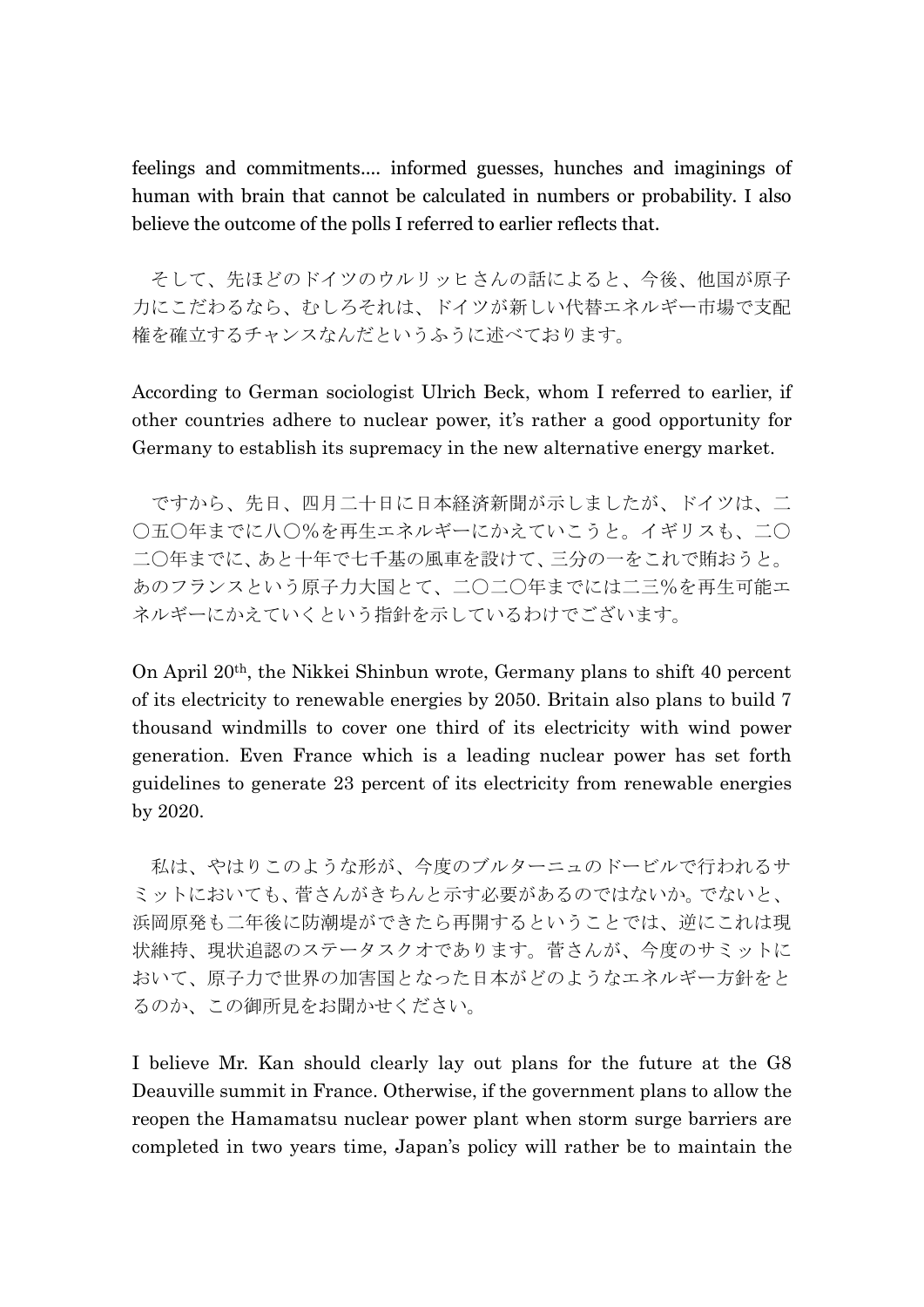feelings and commitments.... informed guesses, hunches and imaginings of human with brain that cannot be calculated in numbers or probability. I also believe the outcome of the polls I referred to earlier reflects that.

そして、先ほどのドイツのウルリッヒさんの話によると、今後、他国が原子力にこだわるなら、むしろそれは、ドイツが新しい代替エネルギー市場で支配権を確立するチャンスなんだというふうに述べております。

According to German sociologist Ulrich Beck, whom I referred to earlier, if other countries adhere to nuclear power, it's rather a good opportunity for Germany to establish its supremacy in the new alternative energy market.

ですから、先日、四月二十日に日本経済新聞が示しましたが、ドイツは、二〇五〇年までに八〇%を再生エネルギーにかえていこうと。イギリスも、二〇二〇年までに、あと十年で七千基の風車を設けて、三分の一をこれで賄おうと。あのフランスという原子力大国とて、二〇二〇年までには二三%を再生可能エネルギーにかえていくという指針を示しているわけでございます。

On April 20th, the Nikkei Shinbun wrote, Germany plans to shift 40 percent of its electricity to renewable energies by 2050. Britain also plans to build 7 thousand windmills to cover one third of its electricity with wind power generation. Even France which is a leading nuclear power has set forth guidelines to generate 23 percent of its electricity from renewable energies by 2020.

私は、やはりこのような形が、今度のブルターニュのドービルで行われるサミットにおいても、菅さんがきちんと示す必要があるのではないか。でないと、浜岡原発も二年後に防潮堤ができたら再開するということでは、逆にこれは現状維持、現状追認のステータスクオであります。菅さんが、今度のサミットにおいて、原子力で世界の加害国となった日本がどのようなエネルギー方針をとるのか、この御所見をお聞かせください。

I believe Mr. Kan should clearly lay out plans for the future at the G8 Deauville summit in France. Otherwise, if the government plans to allow the reopen the Hamamatsu nuclear power plant when storm surge barriers are completed in two years time, Japan's policy will rather be to maintain the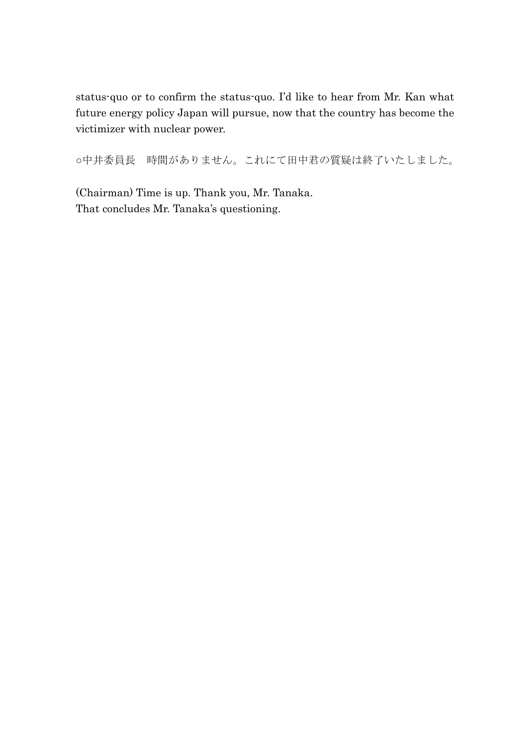status-quo or to confirm the status-quo. I'd like to hear from Mr. Kan what future energy policy Japan will pursue, now that the country has become the victimizer with nuclear power.

○中井委員長　時間がありません。これにて田中君の質疑は終了いたしました。

(Chairman) Time is up. Thank you, Mr. Tanaka.
That concludes Mr. Tanaka's questioning.